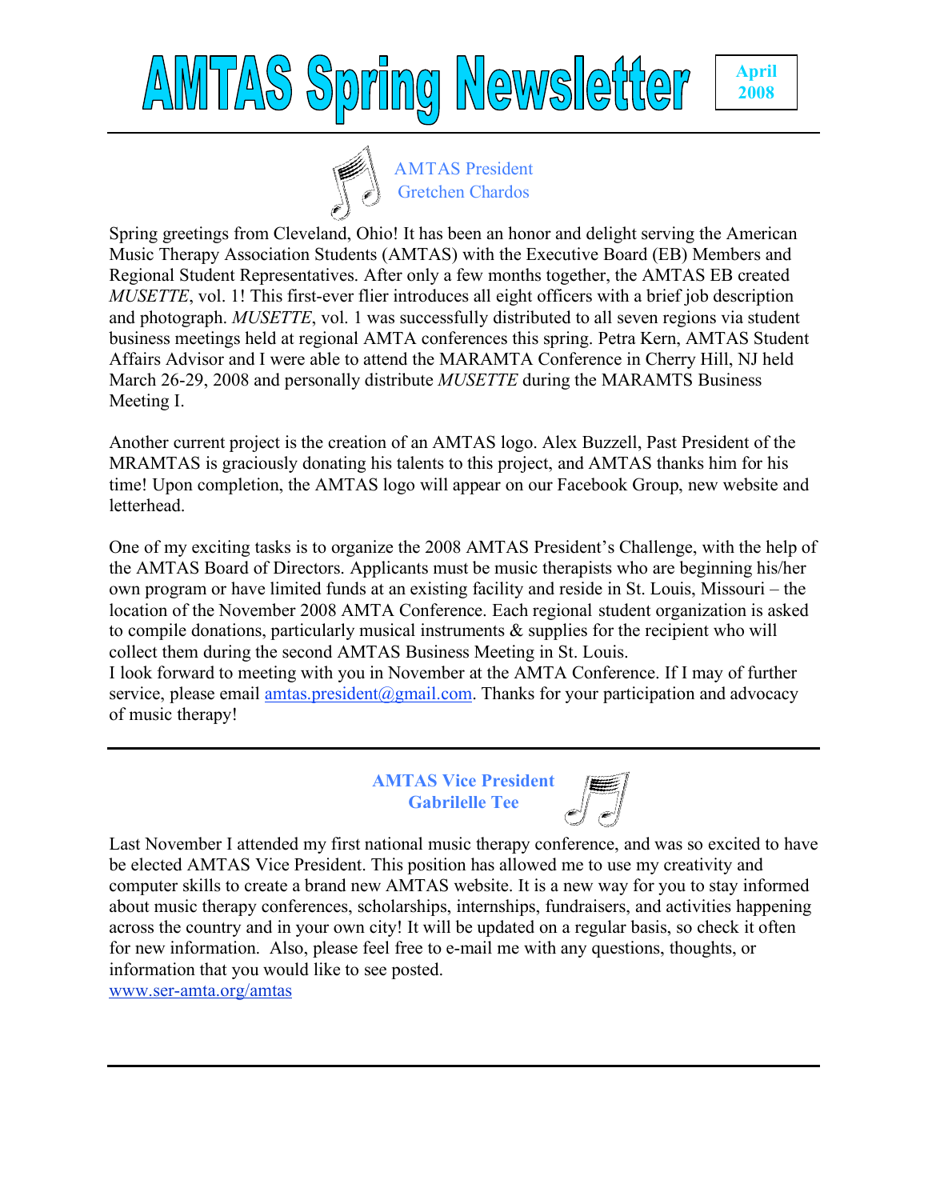# AMTAS Spring Newsletter

**April 2008**

## AMTAS President
## Gretchen Chardos

Spring greetings from Cleveland, Ohio! It has been an honor and delight serving the American Music Therapy Association Students (AMTAS) with the Executive Board (EB) Members and Regional Student Representatives. After only a few months together, the AMTAS EB created *MUSETTE*, vol. 1! This first-ever flier introduces all eight officers with a brief job description and photograph. *MUSETTE*, vol. 1 was successfully distributed to all seven regions via student business meetings held at regional AMTA conferences this spring. Petra Kern, AMTAS Student Affairs Advisor and I were able to attend the MARAMTA Conference in Cherry Hill, NJ held March 26-29, 2008 and personally distribute *MUSETTE* during the MARAMTS Business Meeting I.

Another current project is the creation of an AMTAS logo. Alex Buzzell, Past President of the MRAMTAS is graciously donating his talents to this project, and AMTAS thanks him for his time! Upon completion, the AMTAS logo will appear on our Facebook Group, new website and letterhead.

One of my exciting tasks is to organize the 2008 AMTAS President's Challenge, with the help of the AMTAS Board of Directors. Applicants must be music therapists who are beginning his/her own program or have limited funds at an existing facility and reside in St. Louis, Missouri – the location of the November 2008 AMTA Conference. Each regional student organization is asked to compile donations, particularly musical instruments & supplies for the recipient who will collect them during the second AMTAS Business Meeting in St. Louis.
I look forward to meeting with you in November at the AMTA Conference. If I may of further service, please email amtas.president@gmail.com. Thanks for your participation and advocacy of music therapy!

---

## AMTAS Vice President
## Gabrilelle Tee

Last November I attended my first national music therapy conference, and was so excited to have be elected AMTAS Vice President. This position has allowed me to use my creativity and computer skills to create a brand new AMTAS website. It is a new way for you to stay informed about music therapy conferences, scholarships, internships, fundraisers, and activities happening across the country and in your own city! It will be updated on a regular basis, so check it often for new information. Also, please feel free to e-mail me with any questions, thoughts, or information that you would like to see posted.
www.ser-amta.org/amtas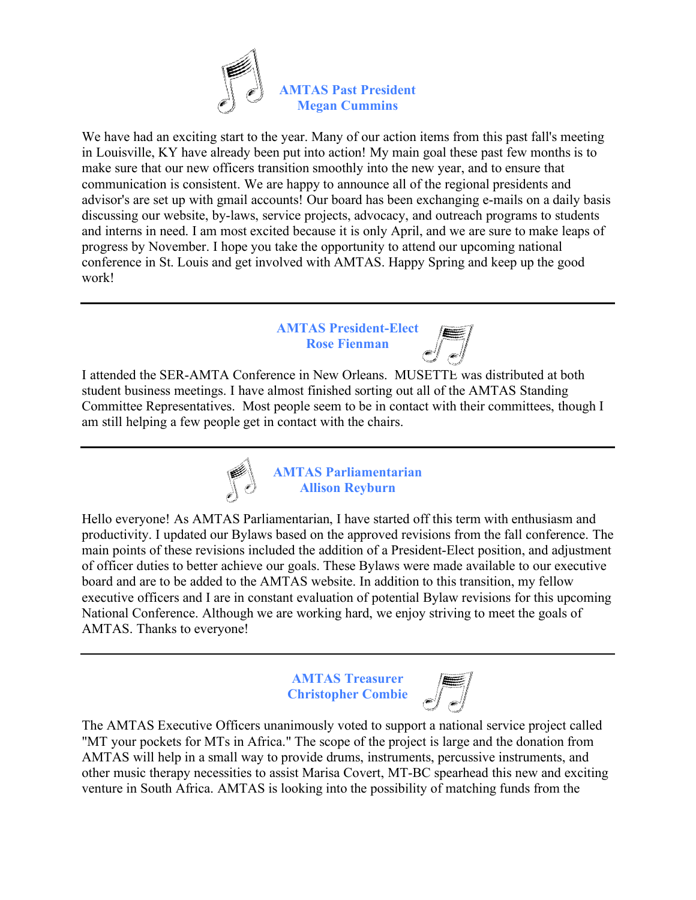## AMTAS Past President
## Megan Cummins

We have had an exciting start to the year. Many of our action items from this past fall's meeting in Louisville, KY have already been put into action! My main goal these past few months is to make sure that our new officers transition smoothly into the new year, and to ensure that communication is consistent. We are happy to announce all of the regional presidents and advisor's are set up with gmail accounts! Our board has been exchanging e-mails on a daily basis discussing our website, by-laws, service projects, advocacy, and outreach programs to students and interns in need. I am most excited because it is only April, and we are sure to make leaps of progress by November. I hope you take the opportunity to attend our upcoming national conference in St. Louis and get involved with AMTAS. Happy Spring and keep up the good work!

---

## AMTAS President-Elect
## Rose Fienman

I attended the SER-AMTA Conference in New Orleans. MUSETTE was distributed at both student business meetings. I have almost finished sorting out all of the AMTAS Standing Committee Representatives. Most people seem to be in contact with their committees, though I am still helping a few people get in contact with the chairs.

---

## AMTAS Parliamentarian
## Allison Reyburn

Hello everyone! As AMTAS Parliamentarian, I have started off this term with enthusiasm and productivity. I updated our Bylaws based on the approved revisions from the fall conference. The main points of these revisions included the addition of a President-Elect position, and adjustment of officer duties to better achieve our goals. These Bylaws were made available to our executive board and are to be added to the AMTAS website. In addition to this transition, my fellow executive officers and I are in constant evaluation of potential Bylaw revisions for this upcoming National Conference. Although we are working hard, we enjoy striving to meet the goals of AMTAS. Thanks to everyone!

---

## AMTAS Treasurer
## Christopher Combie

The AMTAS Executive Officers unanimously voted to support a national service project called "MT your pockets for MTs in Africa." The scope of the project is large and the donation from AMTAS will help in a small way to provide drums, instruments, percussive instruments, and other music therapy necessities to assist Marisa Covert, MT-BC spearhead this new and exciting venture in South Africa. AMTAS is looking into the possibility of matching funds from the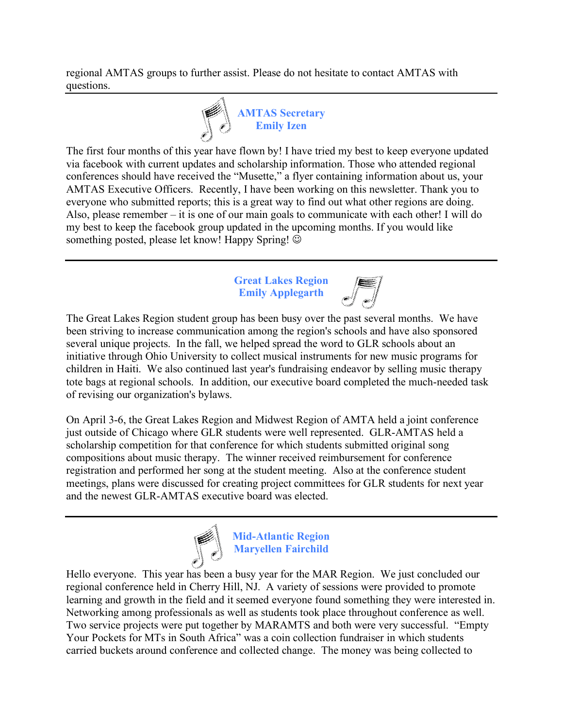regional AMTAS groups to further assist. Please do not hesitate to contact AMTAS with questions.

---

## AMTAS Secretary
## Emily Izen

The first four months of this year have flown by! I have tried my best to keep everyone updated via facebook with current updates and scholarship information. Those who attended regional conferences should have received the "Musette," a flyer containing information about us, your AMTAS Executive Officers. Recently, I have been working on this newsletter. Thank you to everyone who submitted reports; this is a great way to find out what other regions are doing. Also, please remember – it is one of our main goals to communicate with each other! I will do my best to keep the facebook group updated in the upcoming months. If you would like something posted, please let know! Happy Spring! ☺

---

## Great Lakes Region
## Emily Applegarth

The Great Lakes Region student group has been busy over the past several months. We have been striving to increase communication among the region's schools and have also sponsored several unique projects. In the fall, we helped spread the word to GLR schools about an initiative through Ohio University to collect musical instruments for new music programs for children in Haiti. We also continued last year's fundraising endeavor by selling music therapy tote bags at regional schools. In addition, our executive board completed the much-needed task of revising our organization's bylaws.

On April 3-6, the Great Lakes Region and Midwest Region of AMTA held a joint conference just outside of Chicago where GLR students were well represented. GLR-AMTAS held a scholarship competition for that conference for which students submitted original song compositions about music therapy. The winner received reimbursement for conference registration and performed her song at the student meeting. Also at the conference student meetings, plans were discussed for creating project committees for GLR students for next year and the newest GLR-AMTAS executive board was elected.

---

## Mid-Atlantic Region
## Maryellen Fairchild

Hello everyone. This year has been a busy year for the MAR Region. We just concluded our regional conference held in Cherry Hill, NJ. A variety of sessions were provided to promote learning and growth in the field and it seemed everyone found something they were interested in. Networking among professionals as well as students took place throughout conference as well. Two service projects were put together by MARAMTS and both were very successful. "Empty Your Pockets for MTs in South Africa" was a coin collection fundraiser in which students carried buckets around conference and collected change. The money was being collected to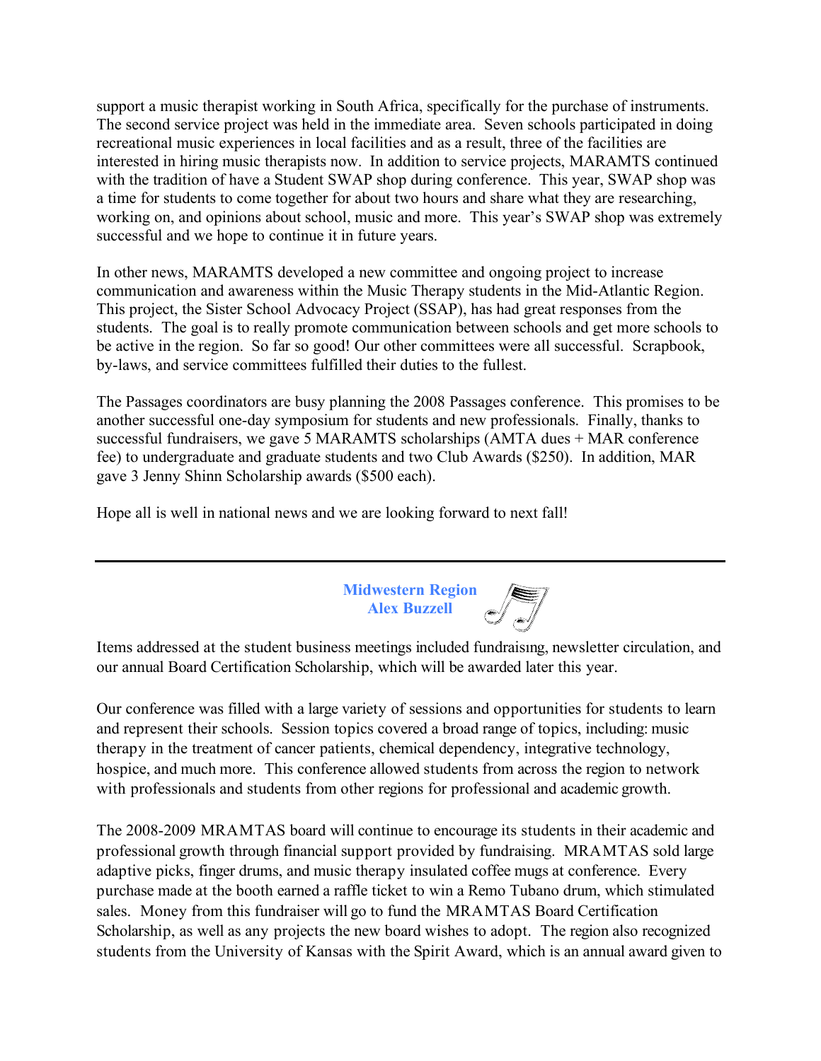support a music therapist working in South Africa, specifically for the purchase of instruments. The second service project was held in the immediate area. Seven schools participated in doing recreational music experiences in local facilities and as a result, three of the facilities are interested in hiring music therapists now. In addition to service projects, MARAMTS continued with the tradition of have a Student SWAP shop during conference. This year, SWAP shop was a time for students to come together for about two hours and share what they are researching, working on, and opinions about school, music and more. This year's SWAP shop was extremely successful and we hope to continue it in future years.

In other news, MARAMTS developed a new committee and ongoing project to increase communication and awareness within the Music Therapy students in the Mid-Atlantic Region. This project, the Sister School Advocacy Project (SSAP), has had great responses from the students. The goal is to really promote communication between schools and get more schools to be active in the region. So far so good! Our other committees were all successful. Scrapbook, by-laws, and service committees fulfilled their duties to the fullest.

The Passages coordinators are busy planning the 2008 Passages conference. This promises to be another successful one-day symposium for students and new professionals. Finally, thanks to successful fundraisers, we gave 5 MARAMTS scholarships (AMTA dues + MAR conference fee) to undergraduate and graduate students and two Club Awards ($250). In addition, MAR gave 3 Jenny Shinn Scholarship awards ($500 each).

Hope all is well in national news and we are looking forward to next fall!

---

## Midwestern Region
**Alex Buzzell**

Items addressed at the student business meetings included fundraising, newsletter circulation, and our annual Board Certification Scholarship, which will be awarded later this year.

Our conference was filled with a large variety of sessions and opportunities for students to learn and represent their schools. Session topics covered a broad range of topics, including: music therapy in the treatment of cancer patients, chemical dependency, integrative technology, hospice, and much more. This conference allowed students from across the region to network with professionals and students from other regions for professional and academic growth.

The 2008-2009 MRAMTAS board will continue to encourage its students in their academic and professional growth through financial support provided by fundraising. MRAMTAS sold large adaptive picks, finger drums, and music therapy insulated coffee mugs at conference. Every purchase made at the booth earned a raffle ticket to win a Remo Tubano drum, which stimulated sales. Money from this fundraiser will go to fund the MRAMTAS Board Certification Scholarship, as well as any projects the new board wishes to adopt. The region also recognized students from the University of Kansas with the Spirit Award, which is an annual award given to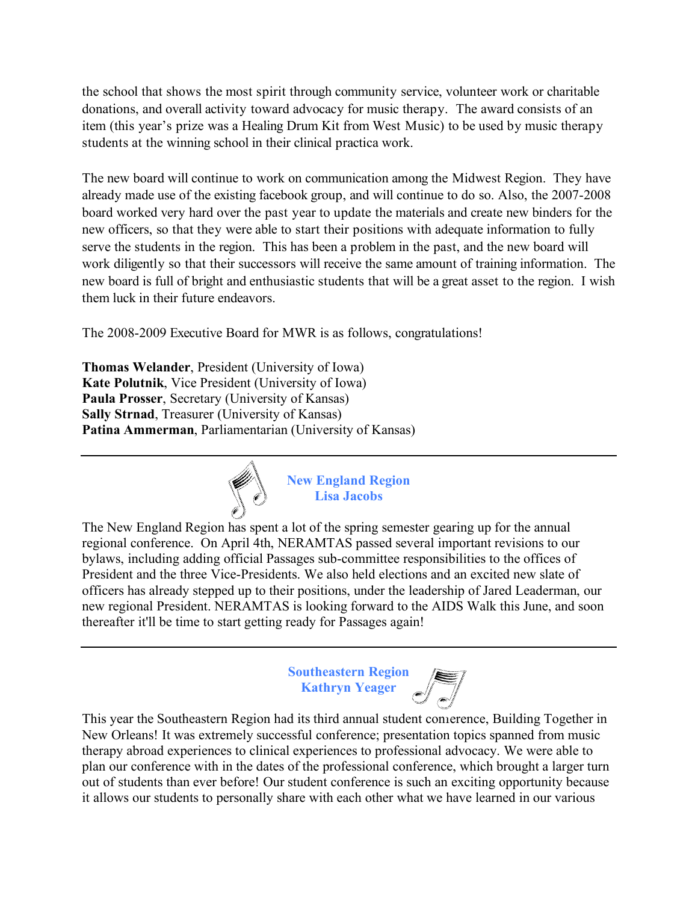the school that shows the most spirit through community service, volunteer work or charitable donations, and overall activity toward advocacy for music therapy. The award consists of an item (this year's prize was a Healing Drum Kit from West Music) to be used by music therapy students at the winning school in their clinical practica work.

The new board will continue to work on communication among the Midwest Region. They have already made use of the existing facebook group, and will continue to do so. Also, the 2007-2008 board worked very hard over the past year to update the materials and create new binders for the new officers, so that they were able to start their positions with adequate information to fully serve the students in the region. This has been a problem in the past, and the new board will work diligently so that their successors will receive the same amount of training information. The new board is full of bright and enthusiastic students that will be a great asset to the region. I wish them luck in their future endeavors.

The 2008-2009 Executive Board for MWR is as follows, congratulations!

**Thomas Welander**, President (University of Iowa)
**Kate Polutnik**, Vice President (University of Iowa)
**Paula Prosser**, Secretary (University of Kansas)
**Sally Strnad**, Treasurer (University of Kansas)
**Patina Ammerman**, Parliamentarian (University of Kansas)

---

## New England Region
### Lisa Jacobs

The New England Region has spent a lot of the spring semester gearing up for the annual regional conference. On April 4th, NERAMTAS passed several important revisions to our bylaws, including adding official Passages sub-committee responsibilities to the offices of President and the three Vice-Presidents. We also held elections and an excited new slate of officers has already stepped up to their positions, under the leadership of Jared Leaderman, our new regional President. NERAMTAS is looking forward to the AIDS Walk this June, and soon thereafter it'll be time to start getting ready for Passages again!

---

## Southeastern Region
### Kathryn Yeager

This year the Southeastern Region had its third annual student conference, Building Together in New Orleans! It was extremely successful conference; presentation topics spanned from music therapy abroad experiences to clinical experiences to professional advocacy. We were able to plan our conference with in the dates of the professional conference, which brought a larger turn out of students than ever before! Our student conference is such an exciting opportunity because it allows our students to personally share with each other what we have learned in our various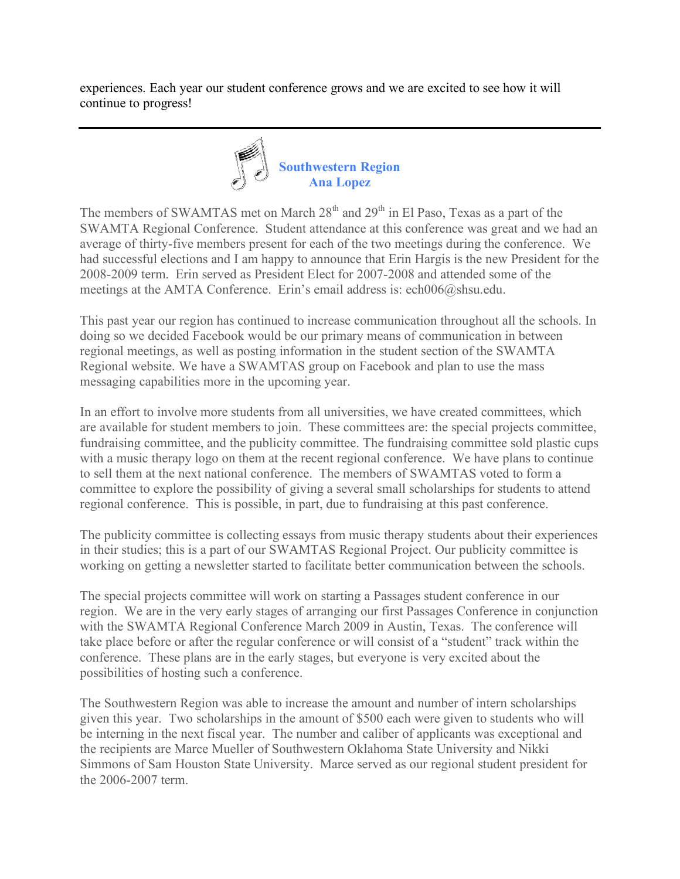experiences. Each year our student conference grows and we are excited to see how it will continue to progress!

---

## Southwestern Region
### Ana Lopez

The members of SWAMTAS met on March 28th and 29th in El Paso, Texas as a part of the SWAMTA Regional Conference. Student attendance at this conference was great and we had an average of thirty-five members present for each of the two meetings during the conference. We had successful elections and I am happy to announce that Erin Hargis is the new President for the 2008-2009 term. Erin served as President Elect for 2007-2008 and attended some of the meetings at the AMTA Conference. Erin's email address is: ech006@shsu.edu.

This past year our region has continued to increase communication throughout all the schools. In doing so we decided Facebook would be our primary means of communication in between regional meetings, as well as posting information in the student section of the SWAMTA Regional website. We have a SWAMTAS group on Facebook and plan to use the mass messaging capabilities more in the upcoming year.

In an effort to involve more students from all universities, we have created committees, which are available for student members to join. These committees are: the special projects committee, fundraising committee, and the publicity committee. The fundraising committee sold plastic cups with a music therapy logo on them at the recent regional conference. We have plans to continue to sell them at the next national conference. The members of SWAMTAS voted to form a committee to explore the possibility of giving a several small scholarships for students to attend regional conference. This is possible, in part, due to fundraising at this past conference.

The publicity committee is collecting essays from music therapy students about their experiences in their studies; this is a part of our SWAMTAS Regional Project. Our publicity committee is working on getting a newsletter started to facilitate better communication between the schools.

The special projects committee will work on starting a Passages student conference in our region. We are in the very early stages of arranging our first Passages Conference in conjunction with the SWAMTA Regional Conference March 2009 in Austin, Texas. The conference will take place before or after the regular conference or will consist of a "student" track within the conference. These plans are in the early stages, but everyone is very excited about the possibilities of hosting such a conference.

The Southwestern Region was able to increase the amount and number of intern scholarships given this year. Two scholarships in the amount of $500 each were given to students who will be interning in the next fiscal year. The number and caliber of applicants was exceptional and the recipients are Marce Mueller of Southwestern Oklahoma State University and Nikki Simmons of Sam Houston State University. Marce served as our regional student president for the 2006-2007 term.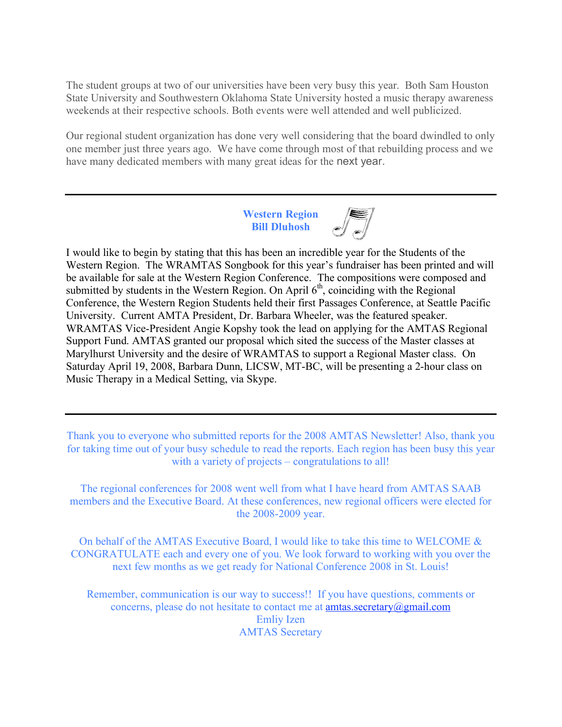The student groups at two of our universities have been very busy this year. Both Sam Houston State University and Southwestern Oklahoma State University hosted a music therapy awareness weekends at their respective schools. Both events were well attended and well publicized.

Our regional student organization has done very well considering that the board dwindled to only one member just three years ago. We have come through most of that rebuilding process and we have many dedicated members with many great ideas for the next year.

---

## Western Region
## Bill Dluhosh

I would like to begin by stating that this has been an incredible year for the Students of the Western Region. The WRAMTAS Songbook for this year's fundraiser has been printed and will be available for sale at the Western Region Conference. The compositions were composed and submitted by students in the Western Region. On April 6th, coinciding with the Regional Conference, the Western Region Students held their first Passages Conference, at Seattle Pacific University. Current AMTA President, Dr. Barbara Wheeler, was the featured speaker. WRAMTAS Vice-President Angie Kopshy took the lead on applying for the AMTAS Regional Support Fund. AMTAS granted our proposal which sited the success of the Master classes at Marylhurst University and the desire of WRAMTAS to support a Regional Master class. On Saturday April 19, 2008, Barbara Dunn, LICSW, MT-BC, will be presenting a 2-hour class on Music Therapy in a Medical Setting, via Skype.

---

Thank you to everyone who submitted reports for the 2008 AMTAS Newsletter! Also, thank you for taking time out of your busy schedule to read the reports. Each region has been busy this year with a variety of projects – congratulations to all!

The regional conferences for 2008 went well from what I have heard from AMTAS SAAB members and the Executive Board. At these conferences, new regional officers were elected for the 2008-2009 year.

On behalf of the AMTAS Executive Board, I would like to take this time to WELCOME & CONGRATULATE each and every one of you. We look forward to working with you over the next few months as we get ready for National Conference 2008 in St. Louis!

Remember, communication is our way to success!! If you have questions, comments or concerns, please do not hesitate to contact me at amtas.secretary@gmail.com

Emliy Izen
AMTAS Secretary